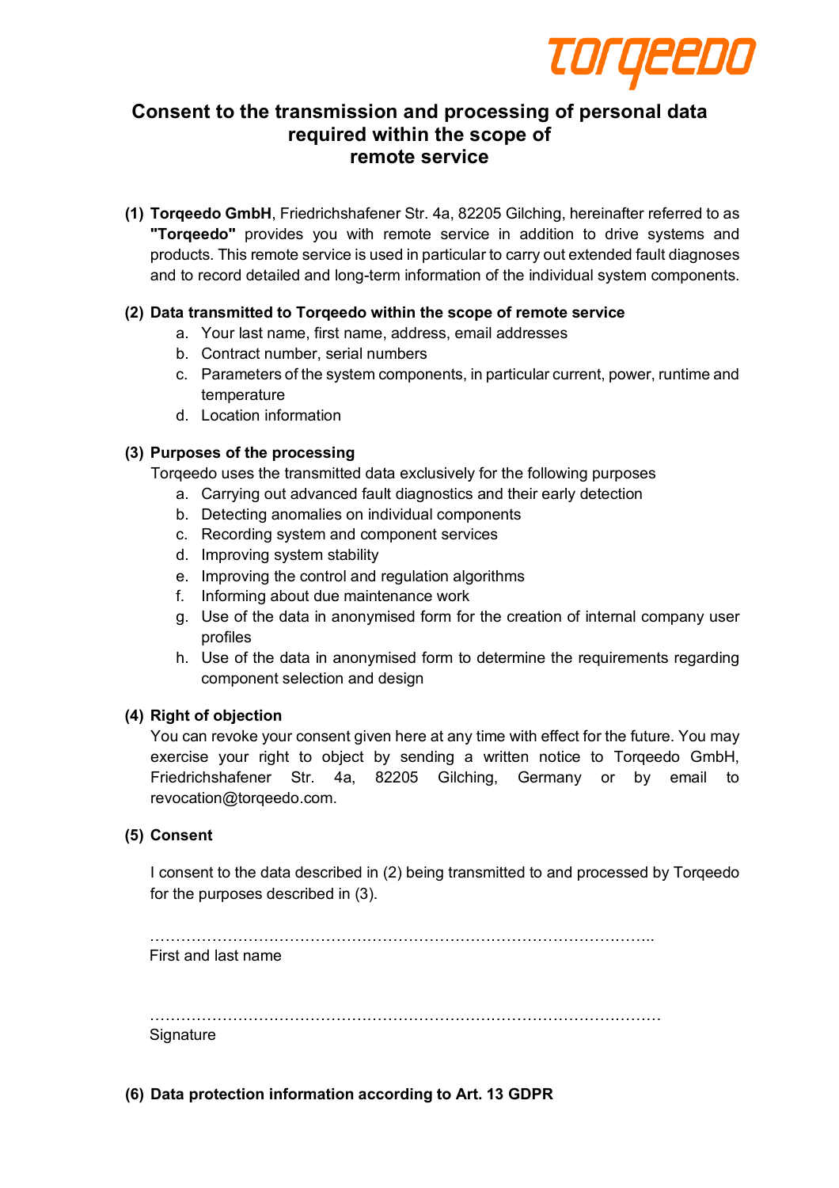# Consent to the transmission and processing of personal data required within the scope of remote service

**(1)** **Torqeedo GmbH**, Friedrichshafener Str. 4a, 82205 Gilching, hereinafter referred to as **"Torqeedo"** provides you with remote service in addition to drive systems and products. This remote service is used in particular to carry out extended fault diagnoses and to record detailed and long-term information of the individual system components.

**(2) Data transmitted to Torqeedo within the scope of remote service**

a. Your last name, first name, address, email addresses
b. Contract number, serial numbers
c. Parameters of the system components, in particular current, power, runtime and temperature
d. Location information

**(3) Purposes of the processing**

Torqeedo uses the transmitted data exclusively for the following purposes

a. Carrying out advanced fault diagnostics and their early detection
b. Detecting anomalies on individual components
c. Recording system and component services
d. Improving system stability
e. Improving the control and regulation algorithms
f. Informing about due maintenance work
g. Use of the data in anonymised form for the creation of internal company user profiles
h. Use of the data in anonymised form to determine the requirements regarding component selection and design

**(4) Right of objection**

You can revoke your consent given here at any time with effect for the future. You may exercise your right to object by sending a written notice to Torqeedo GmbH, Friedrichshafener Str. 4a, 82205 Gilching, Germany or by email to revocation@torqeedo.com.

**(5) Consent**

I consent to the data described in (2) being transmitted to and processed by Torqeedo for the purposes described in (3).

…………………………………………………………………………………..
First and last name

…………………………………………………………………………………
Signature

**(6) Data protection information according to Art. 13 GDPR**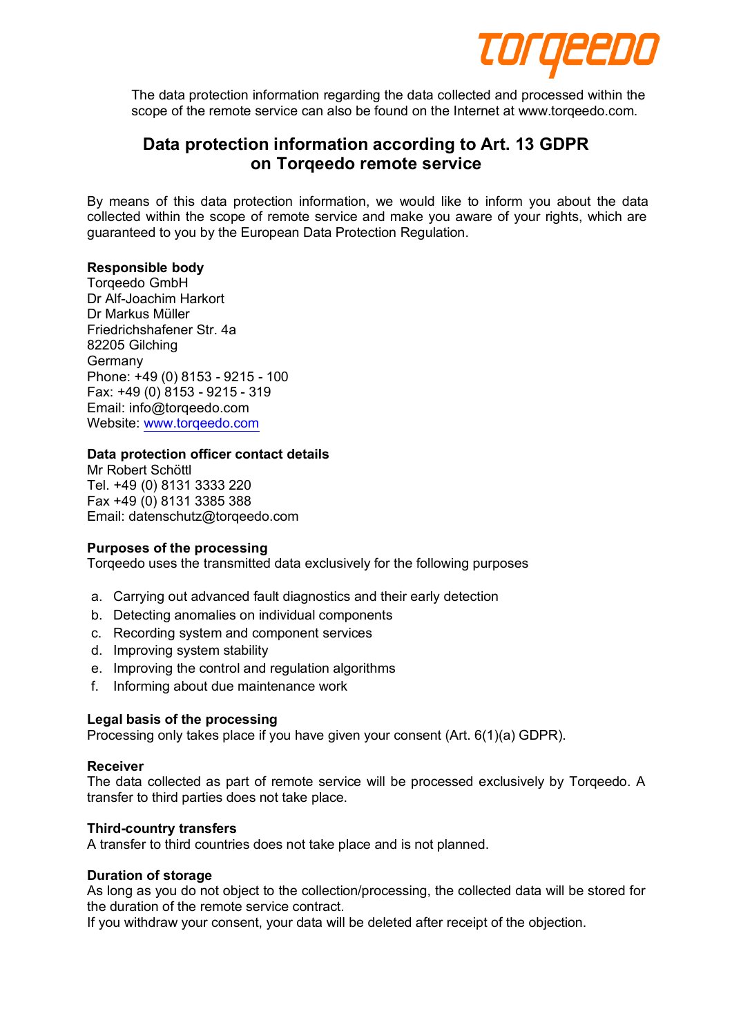The data protection information regarding the data collected and processed within the scope of the remote service can also be found on the Internet at www.torqeedo.com.

## Data protection information according to Art. 13 GDPR on Torqeedo remote service

By means of this data protection information, we would like to inform you about the data collected within the scope of remote service and make you aware of your rights, which are guaranteed to you by the European Data Protection Regulation.

**Responsible body**
Torqeedo GmbH
Dr Alf-Joachim Harkort
Dr Markus Müller
Friedrichshafener Str. 4a
82205 Gilching
Germany
Phone: +49 (0) 8153 - 9215 - 100
Fax: +49 (0) 8153 - 9215 - 319
Email: info@torqeedo.com
Website: www.torqeedo.com

**Data protection officer contact details**
Mr Robert Schöttl
Tel. +49 (0) 8131 3333 220
Fax +49 (0) 8131 3385 388
Email: datenschutz@torqeedo.com

**Purposes of the processing**
Torqeedo uses the transmitted data exclusively for the following purposes

a. Carrying out advanced fault diagnostics and their early detection
b. Detecting anomalies on individual components
c. Recording system and component services
d. Improving system stability
e. Improving the control and regulation algorithms
f. Informing about due maintenance work

**Legal basis of the processing**
Processing only takes place if you have given your consent (Art. 6(1)(a) GDPR).

**Receiver**
The data collected as part of remote service will be processed exclusively by Torqeedo. A transfer to third parties does not take place.

**Third-country transfers**
A transfer to third countries does not take place and is not planned.

**Duration of storage**
As long as you do not object to the collection/processing, the collected data will be stored for the duration of the remote service contract.
If you withdraw your consent, your data will be deleted after receipt of the objection.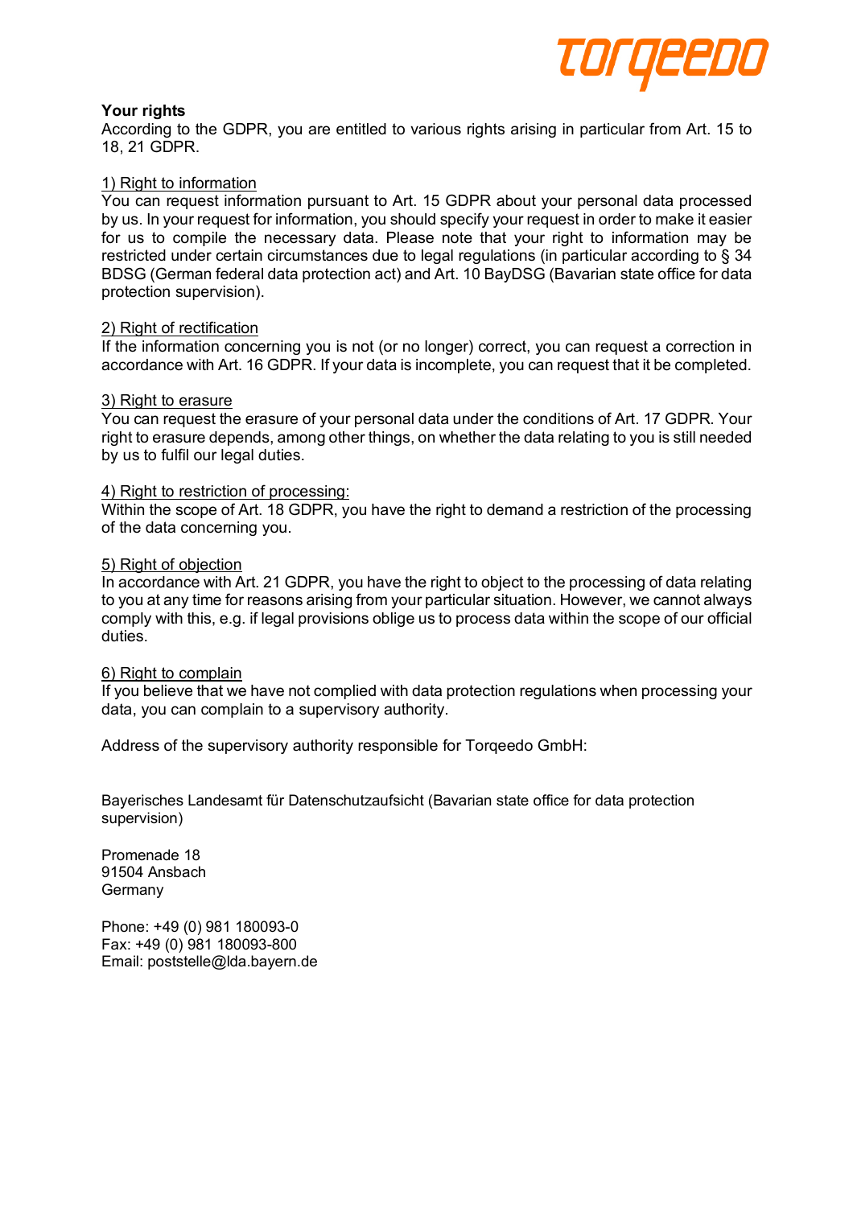## Your rights

According to the GDPR, you are entitled to various rights arising in particular from Art. 15 to 18, 21 GDPR.

### 1) Right to information

You can request information pursuant to Art. 15 GDPR about your personal data processed by us. In your request for information, you should specify your request in order to make it easier for us to compile the necessary data. Please note that your right to information may be restricted under certain circumstances due to legal regulations (in particular according to § 34 BDSG (German federal data protection act) and Art. 10 BayDSG (Bavarian state office for data protection supervision).

### 2) Right of rectification

If the information concerning you is not (or no longer) correct, you can request a correction in accordance with Art. 16 GDPR. If your data is incomplete, you can request that it be completed.

### 3) Right to erasure

You can request the erasure of your personal data under the conditions of Art. 17 GDPR. Your right to erasure depends, among other things, on whether the data relating to you is still needed by us to fulfil our legal duties.

### 4) Right to restriction of processing:

Within the scope of Art. 18 GDPR, you have the right to demand a restriction of the processing of the data concerning you.

### 5) Right of objection

In accordance with Art. 21 GDPR, you have the right to object to the processing of data relating to you at any time for reasons arising from your particular situation. However, we cannot always comply with this, e.g. if legal provisions oblige us to process data within the scope of our official duties.

### 6) Right to complain

If you believe that we have not complied with data protection regulations when processing your data, you can complain to a supervisory authority.

Address of the supervisory authority responsible for Torqeedo GmbH:

Bayerisches Landesamt für Datenschutzaufsicht (Bavarian state office for data protection supervision)

Promenade 18
91504 Ansbach
Germany

Phone: +49 (0) 981 180093-0
Fax: +49 (0) 981 180093-800
Email: poststelle@lda.bayern.de